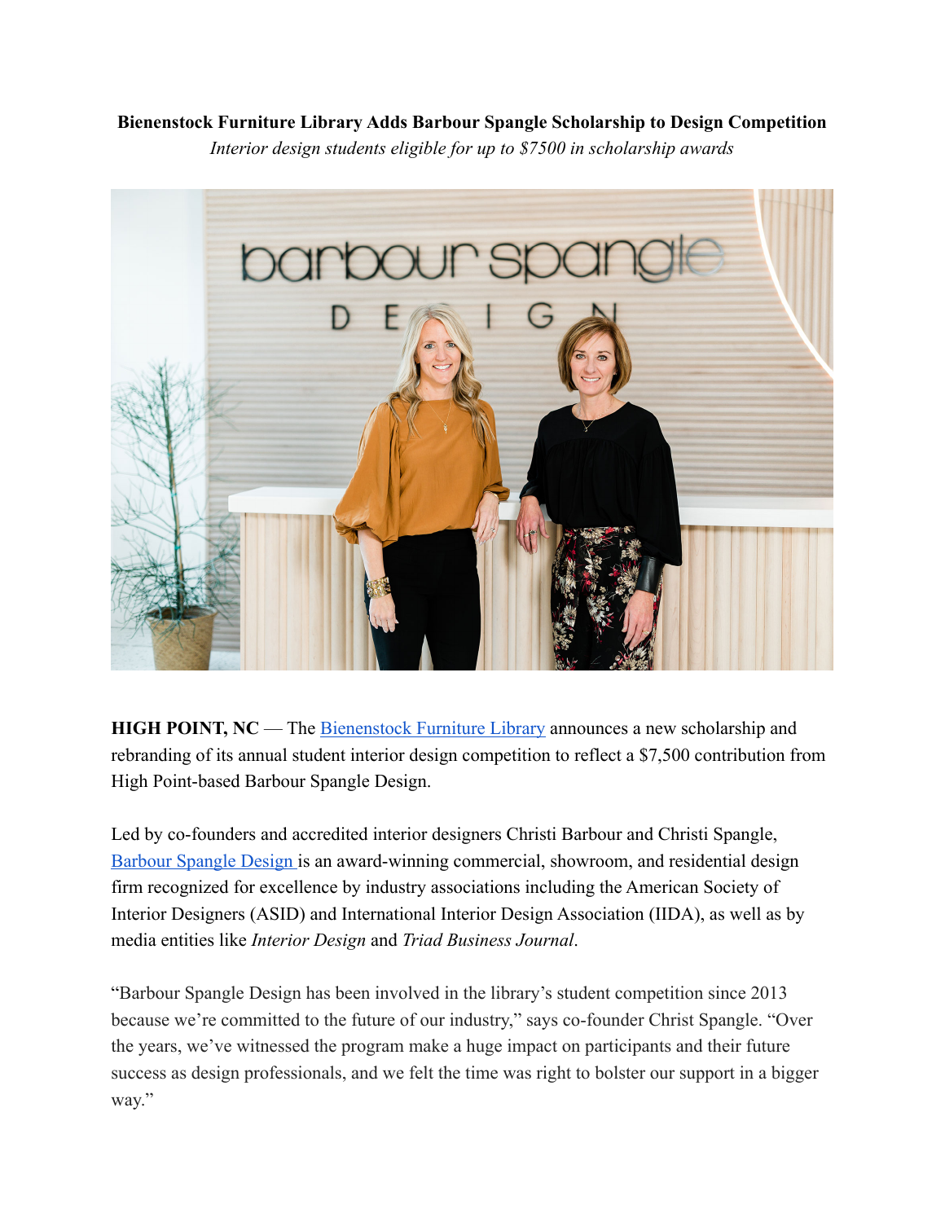**Bienenstock Furniture Library Adds Barbour Spangle Scholarship to Design Competition**

*Interior design students eligible for up to $7500 in scholarship awards*

**HIGH POINT, NC** — The [Bienenstock Furniture Library] announces a new scholarship and rebranding of its annual student interior design competition to reflect a $7,500 contribution from High Point-based Barbour Spangle Design.

Led by co-founders and accredited interior designers Christi Barbour and Christi Spangle, [Barbour Spangle Design] is an award-winning commercial, showroom, and residential design firm recognized for excellence by industry associations including the American Society of Interior Designers (ASID) and International Interior Design Association (IIDA), as well as by media entities like *Interior Design* and *Triad Business Journal*.

"Barbour Spangle Design has been involved in the library's student competition since 2013 because we're committed to the future of our industry," says co-founder Christ Spangle. "Over the years, we've witnessed the program make a huge impact on participants and their future success as design professionals, and we felt the time was right to bolster our support in a bigger way."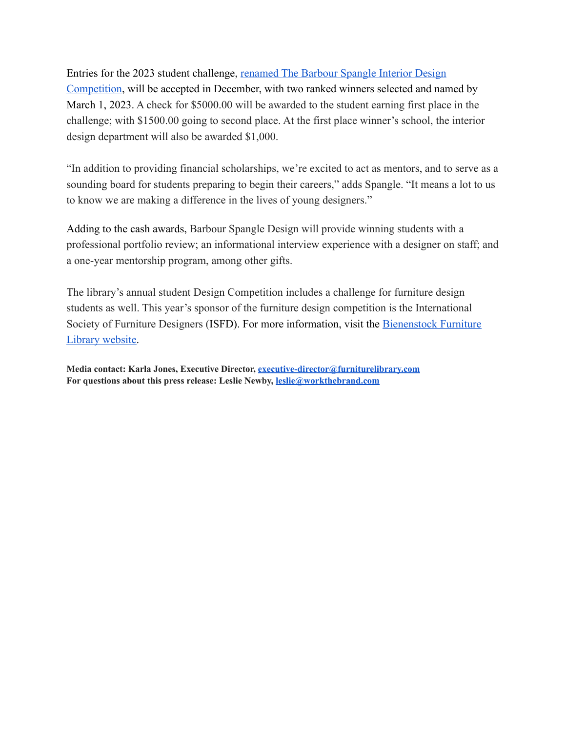Entries for the 2023 student challenge, [renamed The Barbour Spangle Interior Design Competition](), will be accepted in December, with two ranked winners selected and named by March 1, 2023. A check for $5000.00 will be awarded to the student earning first place in the challenge; with $1500.00 going to second place. At the first place winner's school, the interior design department will also be awarded $1,000.

"In addition to providing financial scholarships, we're excited to act as mentors, and to serve as a sounding board for students preparing to begin their careers," adds Spangle. "It means a lot to us to know we are making a difference in the lives of young designers."

Adding to the cash awards, Barbour Spangle Design will provide winning students with a professional portfolio review; an informational interview experience with a designer on staff; and a one-year mentorship program, among other gifts.

The library's annual student Design Competition includes a challenge for furniture design students as well. This year's sponsor of the furniture design competition is the International Society of Furniture Designers (ISFD). For more information, visit the [Bienenstock Furniture Library website]().

**Media contact: Karla Jones, Executive Director, executive-director@furniturelibrary.com**
**For questions about this press release: Leslie Newby, leslie@workthebrand.com**